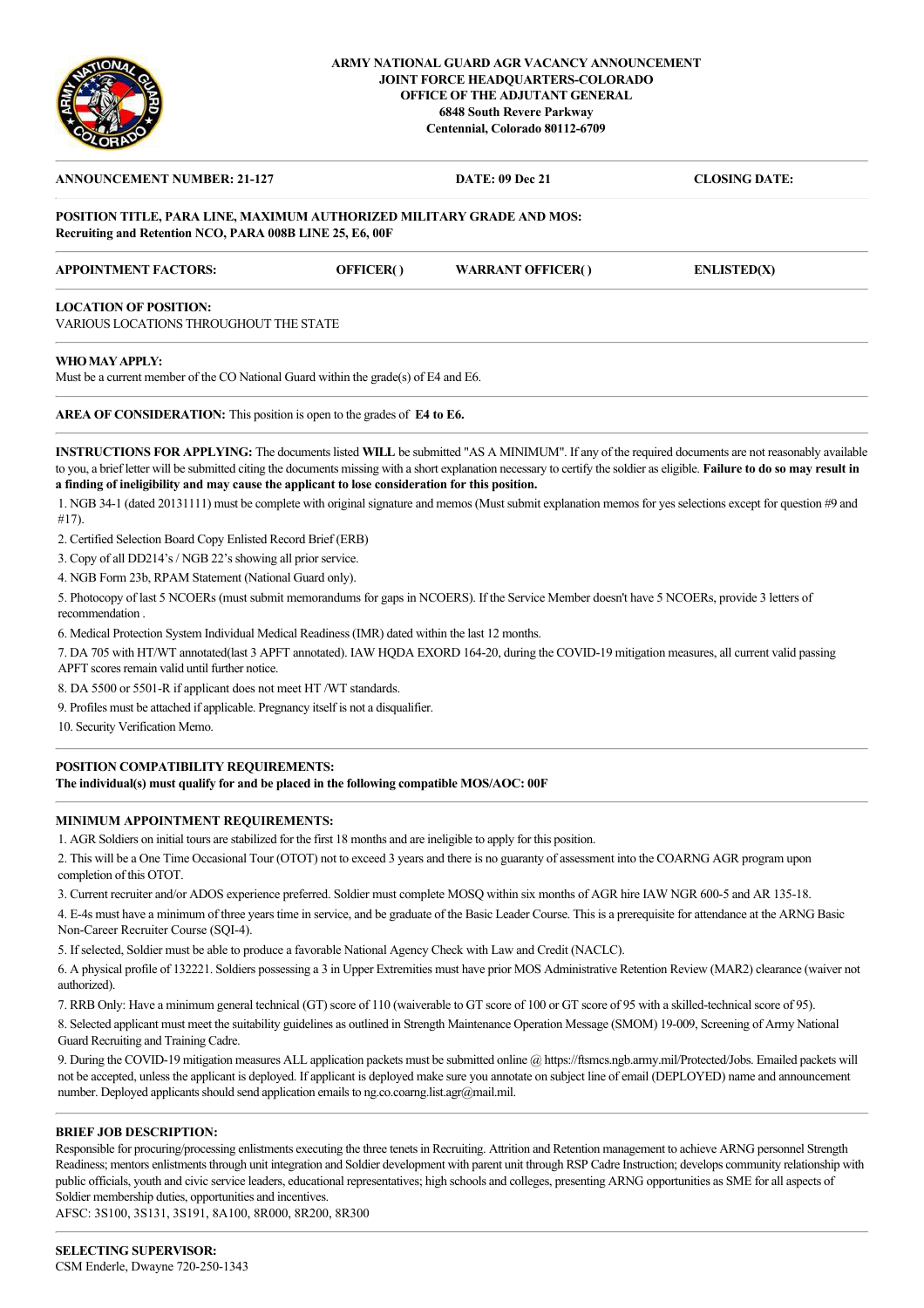**ARMY NATIONAL GUARD AGR VACANCY ANNOUNCEMENT**
**JOINT FORCE HEADQUARTERS-COLORADO**
**OFFICE OF THE ADJUTANT GENERAL**
**6848 South Revere Parkway**
**Centennial, Colorado 80112-6709**

---

**ANNOUNCEMENT NUMBER: 21-127** **DATE: 09 Dec 21** **CLOSING DATE:**

**POSITION TITLE, PARA LINE, MAXIMUM AUTHORIZED MILITARY GRADE AND MOS:**
**Recruiting and Retention NCO, PARA 008B LINE 25, E6, 00F**

**APPOINTMENT FACTORS:** **OFFICER( )** **WARRANT OFFICER( )** **ENLISTED(X)**

**LOCATION OF POSITION:**
VARIOUS LOCATIONS THROUGHOUT THE STATE

**WHO MAY APPLY:**
Must be a current member of the CO National Guard within the grade(s) of E4 and E6.

**AREA OF CONSIDERATION:** This position is open to the grades of **E4 to E6.**

**INSTRUCTIONS FOR APPLYING:** The documents listed **WILL** be submitted "AS A MINIMUM". If any of the required documents are not reasonably available to you, a brief letter will be submitted citing the documents missing with a short explanation necessary to certify the soldier as eligible. **Failure to do so may result in a finding of ineligibility and may cause the applicant to lose consideration for this position.**

1. NGB 34-1 (dated 20131111) must be complete with original signature and memos (Must submit explanation memos for yes selections except for question #9 and #17).
2. Certified Selection Board Copy Enlisted Record Brief (ERB)
3. Copy of all DD214's / NGB 22's showing all prior service.
4. NGB Form 23b, RPAM Statement (National Guard only).
5. Photocopy of last 5 NCOERs (must submit memorandums for gaps in NCOERS). If the Service Member doesn't have 5 NCOERs, provide 3 letters of recommendation .
6. Medical Protection System Individual Medical Readiness (IMR) dated within the last 12 months.
7. DA 705 with HT/WT annotated(last 3 APFT annotated). IAW HQDA EXORD 164-20, during the COVID-19 mitigation measures, all current valid passing APFT scores remain valid until further notice.
8. DA 5500 or 5501-R if applicant does not meet HT /WT standards.
9. Profiles must be attached if applicable. Pregnancy itself is not a disqualifier.
10. Security Verification Memo.

**POSITION COMPATIBILITY REQUIREMENTS:**
**The individual(s) must qualify for and be placed in the following compatible MOS/AOC: 00F**

**MINIMUM APPOINTMENT REQUIREMENTS:**

1. AGR Soldiers on initial tours are stabilized for the first 18 months and are ineligible to apply for this position.
2. This will be a One Time Occasional Tour (OTOT) not to exceed 3 years and there is no guaranty of assessment into the COARNG AGR program upon completion of this OTOT.
3. Current recruiter and/or ADOS experience preferred. Soldier must complete MOSQ within six months of AGR hire IAW NGR 600-5 and AR 135-18.
4. E-4s must have a minimum of three years time in service, and be graduate of the Basic Leader Course. This is a prerequisite for attendance at the ARNG Basic Non-Career Recruiter Course (SQI-4).
5. If selected, Soldier must be able to produce a favorable National Agency Check with Law and Credit (NACLC).
6. A physical profile of 132221. Soldiers possessing a 3 in Upper Extremities must have prior MOS Administrative Retention Review (MAR2) clearance (waiver not authorized).
7. RRB Only: Have a minimum general technical (GT) score of 110 (waiverable to GT score of 100 or GT score of 95 with a skilled-technical score of 95).
8. Selected applicant must meet the suitability guidelines as outlined in Strength Maintenance Operation Message (SMOM) 19-009, Screening of Army National Guard Recruiting and Training Cadre.
9. During the COVID-19 mitigation measures ALL application packets must be submitted online @ https://ftsmcs.ngb.army.mil/Protected/Jobs. Emailed packets will not be accepted, unless the applicant is deployed. If applicant is deployed make sure you annotate on subject line of email (DEPLOYED) name and announcement number. Deployed applicants should send application emails to ng.co.coarng.list.agr@mail.mil.

**BRIEF JOB DESCRIPTION:**
Responsible for procuring/processing enlistments executing the three tenets in Recruiting. Attrition and Retention management to achieve ARNG personnel Strength Readiness; mentors enlistments through unit integration and Soldier development with parent unit through RSP Cadre Instruction; develops community relationship with public officials, youth and civic service leaders, educational representatives; high schools and colleges, presenting ARNG opportunities as SME for all aspects of Soldier membership duties, opportunities and incentives.
AFSC: 3S100, 3S131, 3S191, 8A100, 8R000, 8R200, 8R300

**SELECTING SUPERVISOR:**
CSM Enderle, Dwayne 720-250-1343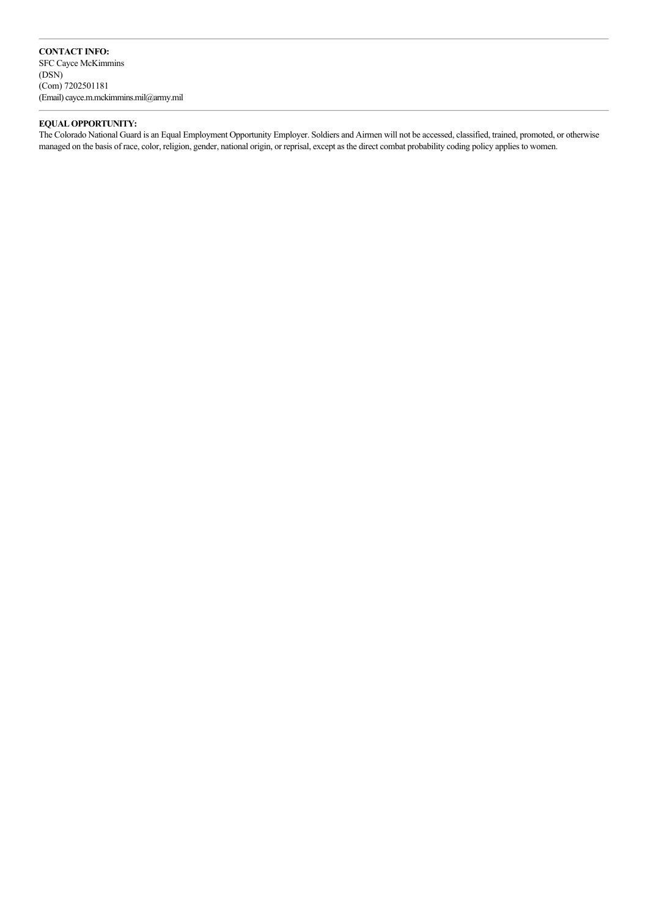**CONTACT INFO:**

SFC Cayce McKimmins
(DSN)
(Com) 7202501181
(Email) cayce.m.mckimmins.mil@army.mil

**EQUAL OPPORTUNITY:**

The Colorado National Guard is an Equal Employment Opportunity Employer. Soldiers and Airmen will not be accessed, classified, trained, promoted, or otherwise managed on the basis of race, color, religion, gender, national origin, or reprisal, except as the direct combat probability coding policy applies to women.